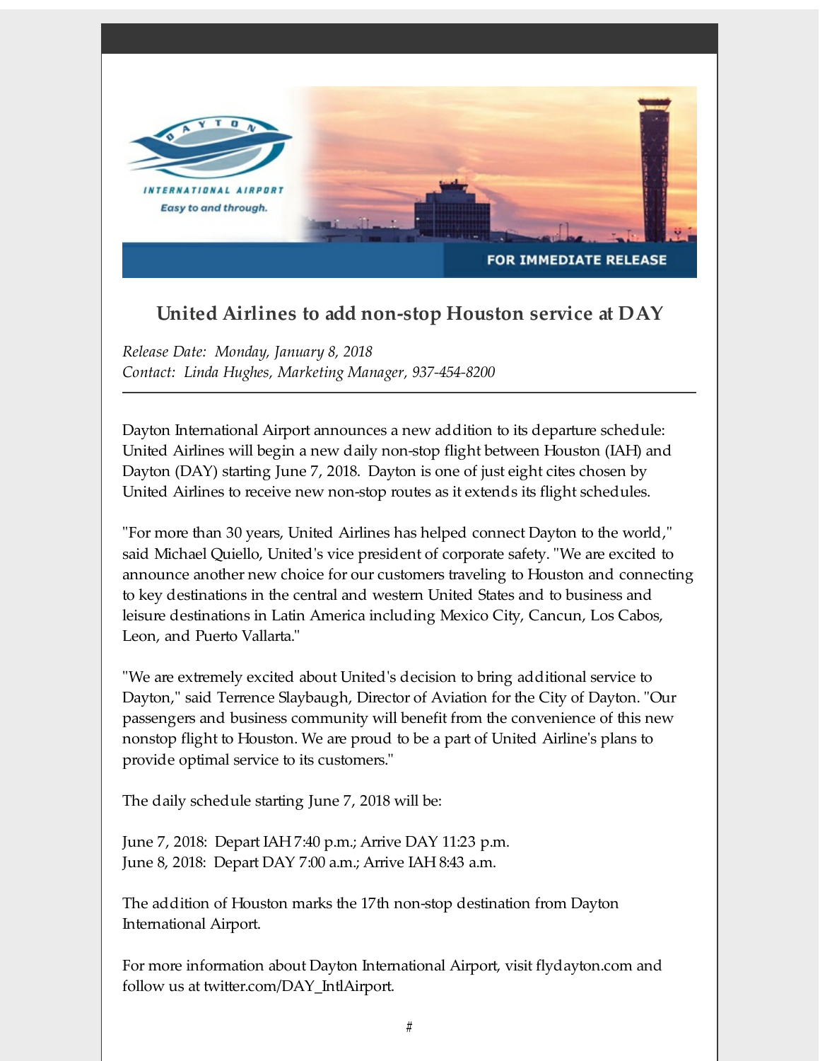DAYTON INTERNATIONAL AIRPORT

*Easy to and through.*

FOR IMMEDIATE RELEASE

## United Airlines to add non-stop Houston service at DAY

*Release Date: Monday, January 8, 2018*
*Contact: Linda Hughes, Marketing Manager, 937-454-8200*

---

Dayton International Airport announces a new addition to its departure schedule: United Airlines will begin a new daily non-stop flight between Houston (IAH) and Dayton (DAY) starting June 7, 2018. Dayton is one of just eight cites chosen by United Airlines to receive new non-stop routes as it extends its flight schedules.

"For more than 30 years, United Airlines has helped connect Dayton to the world," said Michael Quiello, United's vice president of corporate safety. "We are excited to announce another new choice for our customers traveling to Houston and connecting to key destinations in the central and western United States and to business and leisure destinations in Latin America including Mexico City, Cancun, Los Cabos, Leon, and Puerto Vallarta."

"We are extremely excited about United's decision to bring additional service to Dayton," said Terrence Slaybaugh, Director of Aviation for the City of Dayton. "Our passengers and business community will benefit from the convenience of this new nonstop flight to Houston. We are proud to be a part of United Airline's plans to provide optimal service to its customers."

The daily schedule starting June 7, 2018 will be:

June 7, 2018: Depart IAH 7:40 p.m.; Arrive DAY 11:23 p.m.
June 8, 2018: Depart DAY 7:00 a.m.; Arrive IAH 8:43 a.m.

The addition of Houston marks the 17th non-stop destination from Dayton International Airport.

For more information about Dayton International Airport, visit flydayton.com and follow us at twitter.com/DAY_IntlAirport.

#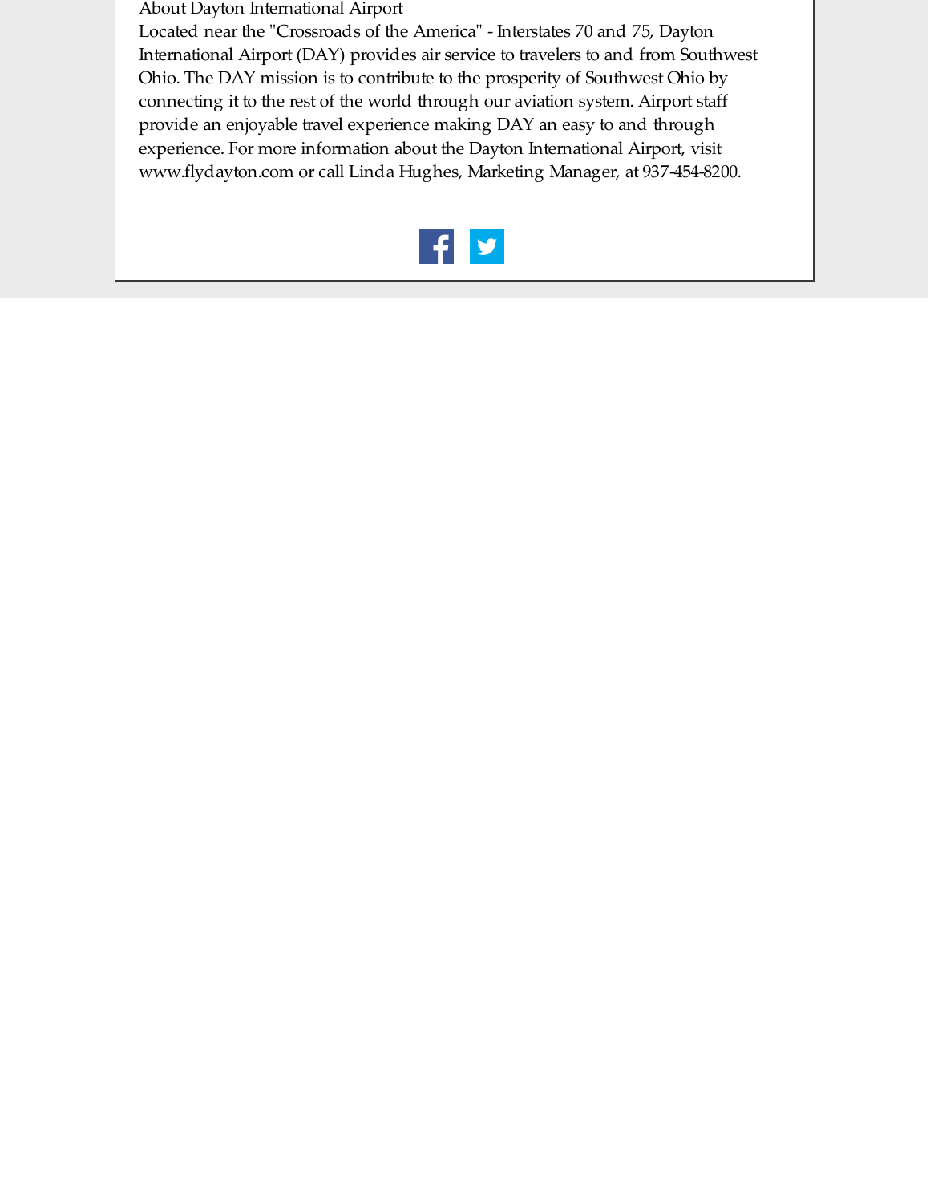About Dayton International Airport

Located near the "Crossroads of the America" - Interstates 70 and 75, Dayton International Airport (DAY) provides air service to travelers to and from Southwest Ohio. The DAY mission is to contribute to the prosperity of Southwest Ohio by connecting it to the rest of the world through our aviation system. Airport staff provide an enjoyable travel experience making DAY an easy to and through experience. For more information about the Dayton International Airport, visit www.flydayton.com or call Linda Hughes, Marketing Manager, at 937-454-8200.